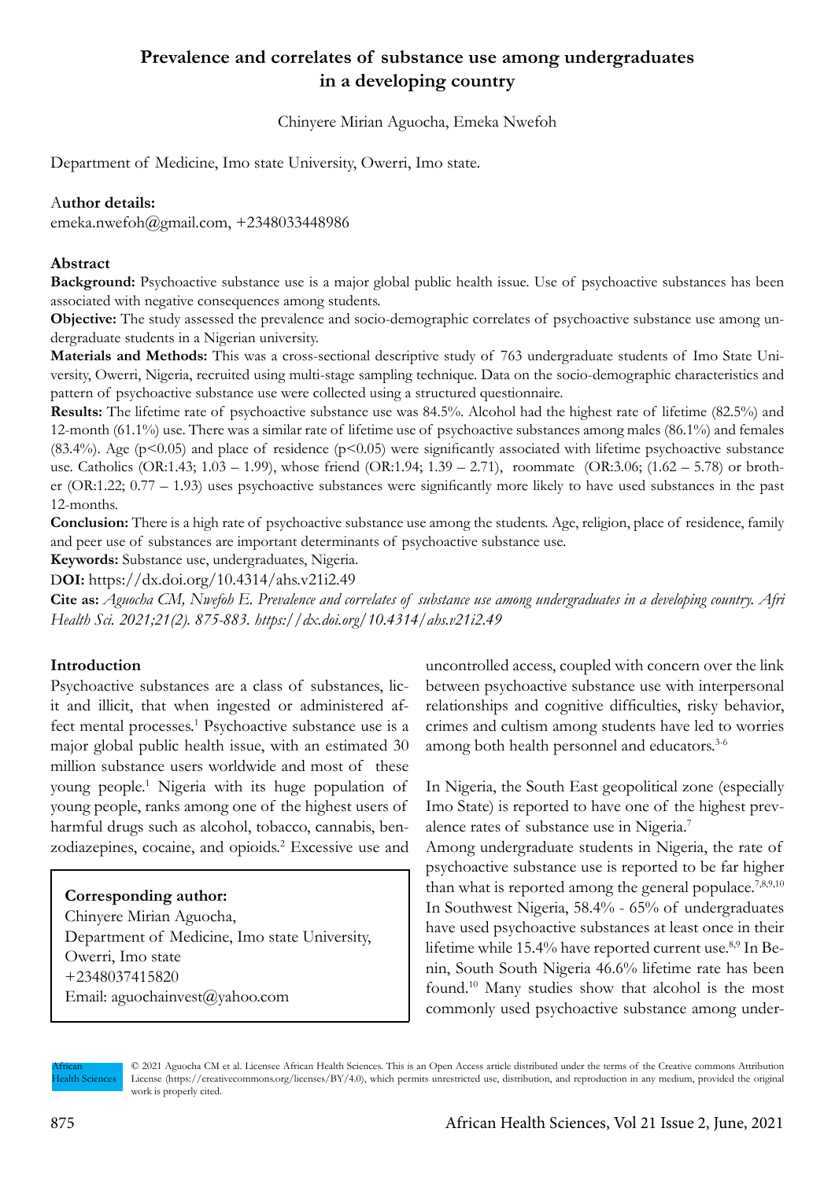# Prevalence and correlates of substance use among undergraduates in a developing country

Chinyere Mirian Aguocha, Emeka Nwefoh

Department of Medicine, Imo state University, Owerri, Imo state.

**Author details:**
emeka.nwefoh@gmail.com, +2348033448986

## Abstract

**Background:** Psychoactive substance use is a major global public health issue. Use of psychoactive substances has been associated with negative consequences among students.

**Objective:** The study assessed the prevalence and socio-demographic correlates of psychoactive substance use among undergraduate students in a Nigerian university.

**Materials and Methods:** This was a cross-sectional descriptive study of 763 undergraduate students of Imo State University, Owerri, Nigeria, recruited using multi-stage sampling technique. Data on the socio-demographic characteristics and pattern of psychoactive substance use were collected using a structured questionnaire.

**Results:** The lifetime rate of psychoactive substance use was 84.5%. Alcohol had the highest rate of lifetime (82.5%) and 12-month (61.1%) use. There was a similar rate of lifetime use of psychoactive substances among males (86.1%) and females (83.4%). Age ($p<0.05$) and place of residence ($p<0.05$) were significantly associated with lifetime psychoactive substance use. Catholics (OR:1.43; 1.03 – 1.99), whose friend (OR:1.94; 1.39 – 2.71), roommate (OR:3.06; (1.62 – 5.78) or brother (OR:1.22; 0.77 – 1.93) uses psychoactive substances were significantly more likely to have used substances in the past 12-months.

**Conclusion:** There is a high rate of psychoactive substance use among the students. Age, religion, place of residence, family and peer use of substances are important determinants of psychoactive substance use.

**Keywords:** Substance use, undergraduates, Nigeria.

**DOI:** https://dx.doi.org/10.4314/ahs.v21i2.49

**Cite as:** *Aguocha CM, Nwefoh E. Prevalence and correlates of substance use among undergraduates in a developing country. Afri Health Sci. 2021;21(2). 875-883. https://dx.doi.org/10.4314/ahs.v21i2.49*

## Introduction

Psychoactive substances are a class of substances, licit and illicit, that when ingested or administered affect mental processes.[1] Psychoactive substance use is a major global public health issue, with an estimated 30 million substance users worldwide and most of these young people.[1] Nigeria with its huge population of young people, ranks among one of the highest users of harmful drugs such as alcohol, tobacco, cannabis, benzodiazepines, cocaine, and opioids.[2] Excessive use and uncontrolled access, coupled with concern over the link between psychoactive substance use with interpersonal relationships and cognitive difficulties, risky behavior, crimes and cultism among students have led to worries among both health personnel and educators.[3-6]

**Corresponding author:**
Chinyere Mirian Aguocha,
Department of Medicine, Imo state University, Owerri, Imo state
+2348037415820
Email: aguochainvest@yahoo.com

In Nigeria, the South East geopolitical zone (especially Imo State) is reported to have one of the highest prevalence rates of substance use in Nigeria.[7]

Among undergraduate students in Nigeria, the rate of psychoactive substance use is reported to be far higher than what is reported among the general populace.[7,8,9,10] In Southwest Nigeria, 58.4% - 65% of undergraduates have used psychoactive substances at least once in their lifetime while 15.4% have reported current use.[8,9] In Benin, South South Nigeria 46.6% lifetime rate has been found.[10] Many studies show that alcohol is the most commonly used psychoactive substance among under-

© 2021 Aguocha CM et al. Licensee African Health Sciences. This is an Open Access article distributed under the terms of the Creative commons Attribution License (https://creativecommons.org/licenses/BY/4.0), which permits unrestricted use, distribution, and reproduction in any medium, provided the original work is properly cited.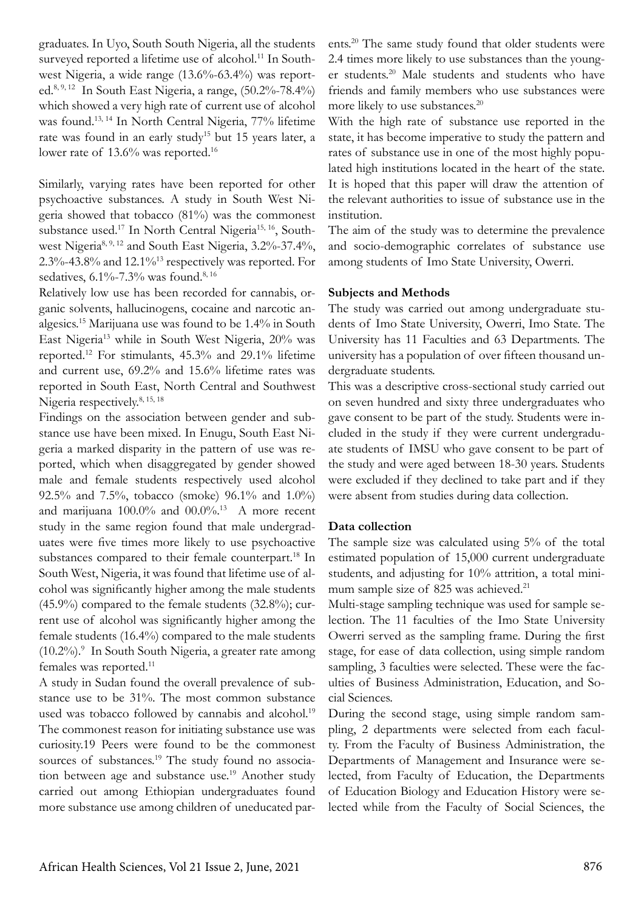graduates. In Uyo, South South Nigeria, all the students surveyed reported a lifetime use of alcohol.[11] In Southwest Nigeria, a wide range (13.6%-63.4%) was reported.[8, 9, 12] In South East Nigeria, a range, (50.2%-78.4%) which showed a very high rate of current use of alcohol was found.[13, 14] In North Central Nigeria, 77% lifetime rate was found in an early study[15] but 15 years later, a lower rate of 13.6% was reported.[16]

Similarly, varying rates have been reported for other psychoactive substances. A study in South West Nigeria showed that tobacco (81%) was the commonest substance used.[17] In North Central Nigeria[15, 16], Southwest Nigeria[8, 9, 12] and South East Nigeria, 3.2%-37.4%, 2.3%-43.8% and 12.1%[13] respectively was reported. For sedatives, 6.1%-7.3% was found.[8, 16]

Relatively low use has been recorded for cannabis, organic solvents, hallucinogens, cocaine and narcotic analgesics.[15] Marijuana use was found to be 1.4% in South East Nigeria[13] while in South West Nigeria, 20% was reported.[12] For stimulants, 45.3% and 29.1% lifetime and current use, 69.2% and 15.6% lifetime rates was reported in South East, North Central and Southwest Nigeria respectively.[8, 15, 18]

Findings on the association between gender and substance use have been mixed. In Enugu, South East Nigeria a marked disparity in the pattern of use was reported, which when disaggregated by gender showed male and female students respectively used alcohol 92.5% and 7.5%, tobacco (smoke) 96.1% and 1.0%) and marijuana 100.0% and 00.0%.[13] A more recent study in the same region found that male undergraduates were five times more likely to use psychoactive substances compared to their female counterpart.[18] In South West, Nigeria, it was found that lifetime use of alcohol was significantly higher among the male students (45.9%) compared to the female students (32.8%); current use of alcohol was significantly higher among the female students (16.4%) compared to the male students (10.2%).[9] In South South Nigeria, a greater rate among females was reported.[11]

A study in Sudan found the overall prevalence of substance use to be 31%. The most common substance used was tobacco followed by cannabis and alcohol.[19] The commonest reason for initiating substance use was curiosity.19 Peers were found to be the commonest sources of substances.[19] The study found no association between age and substance use.[19] Another study carried out among Ethiopian undergraduates found more substance use among children of uneducated parents.[20] The same study found that older students were 2.4 times more likely to use substances than the younger students.[20] Male students and students who have friends and family members who use substances were more likely to use substances.[20]

With the high rate of substance use reported in the state, it has become imperative to study the pattern and rates of substance use in one of the most highly populated high institutions located in the heart of the state. It is hoped that this paper will draw the attention of the relevant authorities to issue of substance use in the institution.

The aim of the study was to determine the prevalence and socio-demographic correlates of substance use among students of Imo State University, Owerri.

## Subjects and Methods

The study was carried out among undergraduate students of Imo State University, Owerri, Imo State. The University has 11 Faculties and 63 Departments. The university has a population of over fifteen thousand undergraduate students.

This was a descriptive cross-sectional study carried out on seven hundred and sixty three undergraduates who gave consent to be part of the study. Students were included in the study if they were current undergraduate students of IMSU who gave consent to be part of the study and were aged between 18-30 years. Students were excluded if they declined to take part and if they were absent from studies during data collection.

## Data collection

The sample size was calculated using 5% of the total estimated population of 15,000 current undergraduate students, and adjusting for 10% attrition, a total minimum sample size of 825 was achieved.[21]

Multi-stage sampling technique was used for sample selection. The 11 faculties of the Imo State University Owerri served as the sampling frame. During the first stage, for ease of data collection, using simple random sampling, 3 faculties were selected. These were the faculties of Business Administration, Education, and Social Sciences.

During the second stage, using simple random sampling, 2 departments were selected from each faculty. From the Faculty of Business Administration, the Departments of Management and Insurance were selected, from Faculty of Education, the Departments of Education Biology and Education History were selected while from the Faculty of Social Sciences, the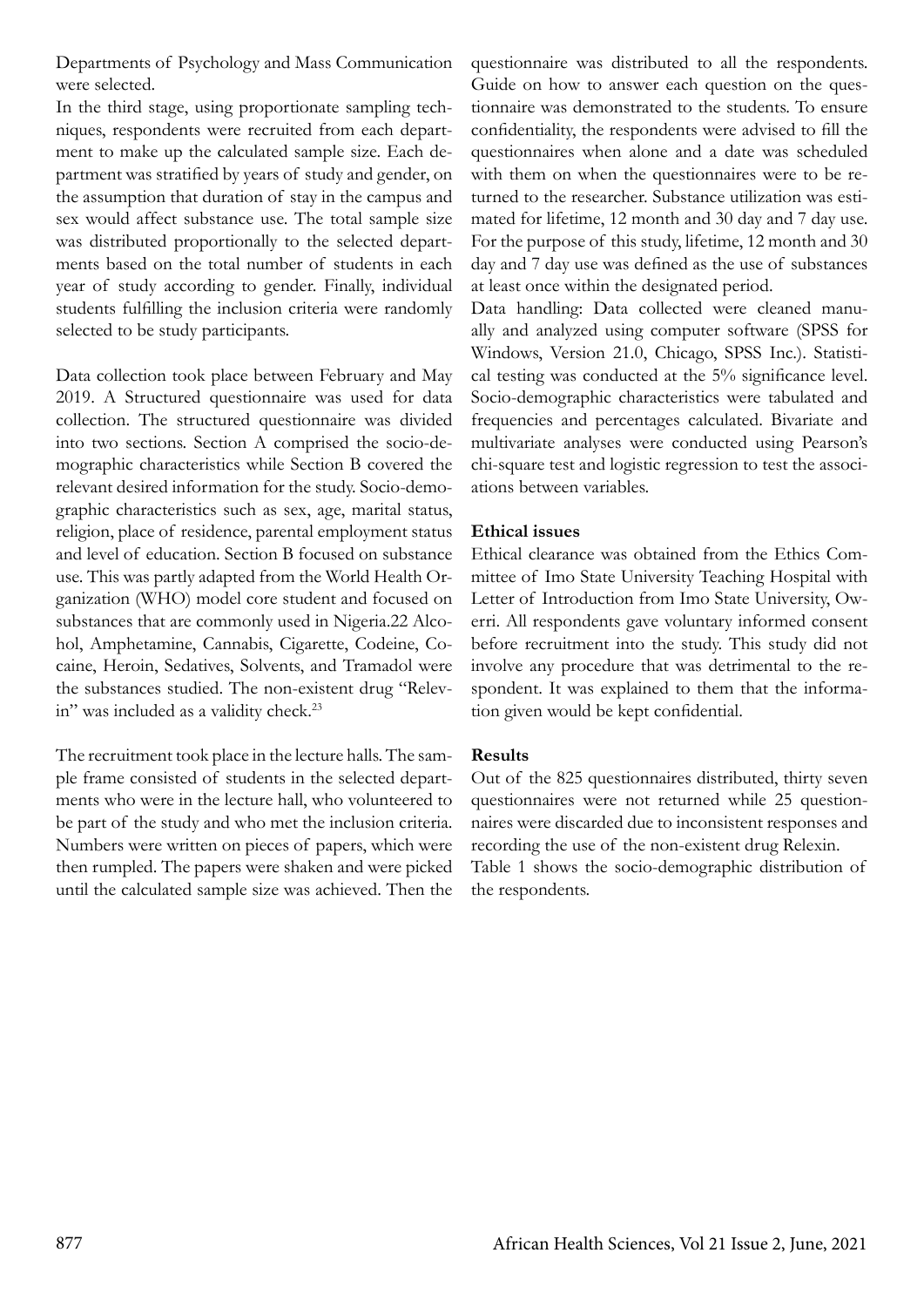Departments of Psychology and Mass Communication were selected.

In the third stage, using proportionate sampling techniques, respondents were recruited from each department to make up the calculated sample size. Each department was stratified by years of study and gender, on the assumption that duration of stay in the campus and sex would affect substance use. The total sample size was distributed proportionally to the selected departments based on the total number of students in each year of study according to gender. Finally, individual students fulfilling the inclusion criteria were randomly selected to be study participants.

Data collection took place between February and May 2019. A Structured questionnaire was used for data collection. The structured questionnaire was divided into two sections. Section A comprised the socio-demographic characteristics while Section B covered the relevant desired information for the study. Socio-demographic characteristics such as sex, age, marital status, religion, place of residence, parental employment status and level of education. Section B focused on substance use. This was partly adapted from the World Health Organization (WHO) model core student and focused on substances that are commonly used in Nigeria.22 Alcohol, Amphetamine, Cannabis, Cigarette, Codeine, Cocaine, Heroin, Sedatives, Solvents, and Tramadol were the substances studied. The non-existent drug "Relevin" was included as a validity check.[23]

The recruitment took place in the lecture halls. The sample frame consisted of students in the selected departments who were in the lecture hall, who volunteered to be part of the study and who met the inclusion criteria. Numbers were written on pieces of papers, which were then rumpled. The papers were shaken and were picked until the calculated sample size was achieved. Then the questionnaire was distributed to all the respondents. Guide on how to answer each question on the questionnaire was demonstrated to the students. To ensure confidentiality, the respondents were advised to fill the questionnaires when alone and a date was scheduled with them on when the questionnaires were to be returned to the researcher. Substance utilization was estimated for lifetime, 12 month and 30 day and 7 day use. For the purpose of this study, lifetime, 12 month and 30 day and 7 day use was defined as the use of substances at least once within the designated period.

Data handling: Data collected were cleaned manually and analyzed using computer software (SPSS for Windows, Version 21.0, Chicago, SPSS Inc.). Statistical testing was conducted at the 5% significance level. Socio-demographic characteristics were tabulated and frequencies and percentages calculated. Bivariate and multivariate analyses were conducted using Pearson's chi-square test and logistic regression to test the associations between variables.

### Ethical issues

Ethical clearance was obtained from the Ethics Committee of Imo State University Teaching Hospital with Letter of Introduction from Imo State University, Owerri. All respondents gave voluntary informed consent before recruitment into the study. This study did not involve any procedure that was detrimental to the respondent. It was explained to them that the information given would be kept confidential.

### Results

Out of the 825 questionnaires distributed, thirty seven questionnaires were not returned while 25 questionnaires were discarded due to inconsistent responses and recording the use of the non-existent drug Relexin.

Table 1 shows the socio-demographic distribution of the respondents.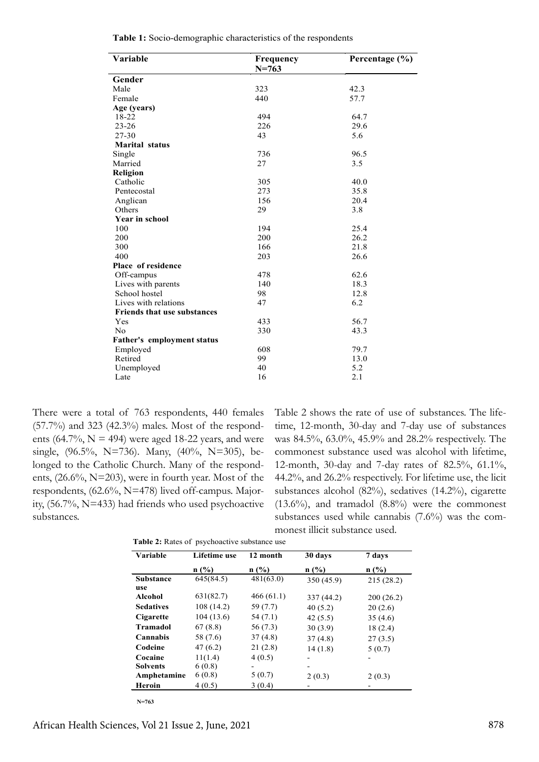**Table 1:** Socio-demographic characteristics of the respondents

| Variable | Frequency N=763 | Percentage (%) |
|---|---|---|
| **Gender** | | |
| Male | 323 | 42.3 |
| Female | 440 | 57.7 |
| **Age (years)** | | |
| 18-22 | 494 | 64.7 |
| 23-26 | 226 | 29.6 |
| 27-30 | 43 | 5.6 |
| **Marital status** | | |
| Single | 736 | 96.5 |
| Married | 27 | 3.5 |
| **Religion** | | |
| Catholic | 305 | 40.0 |
| Pentecostal | 273 | 35.8 |
| Anglican | 156 | 20.4 |
| Others | 29 | 3.8 |
| **Year in school** | | |
| 100 | 194 | 25.4 |
| 200 | 200 | 26.2 |
| 300 | 166 | 21.8 |
| 400 | 203 | 26.6 |
| **Place of residence** | | |
| Off-campus | 478 | 62.6 |
| Lives with parents | 140 | 18.3 |
| School hostel | 98 | 12.8 |
| Lives with relations | 47 | 6.2 |
| **Friends that use substances** | | |
| Yes | 433 | 56.7 |
| No | 330 | 43.3 |
| **Father's employment status** | | |
| Employed | 608 | 79.7 |
| Retired | 99 | 13.0 |
| Unemployed | 40 | 5.2 |
| Late | 16 | 2.1 |

There were a total of 763 respondents, 440 females (57.7%) and 323 (42.3%) males. Most of the respondents (64.7%, N = 494) were aged 18-22 years, and were single, (96.5%, N=736). Many, (40%, N=305), belonged to the Catholic Church. Many of the respondents, (26.6%, N=203), were in fourth year. Most of the respondents, (62.6%, N=478) lived off-campus. Majority, (56.7%, N=433) had friends who used psychoactive substances.

Table 2 shows the rate of use of substances. The lifetime, 12-month, 30-day and 7-day use of substances was 84.5%, 63.0%, 45.9% and 28.2% respectively. The commonest substance used was alcohol with lifetime, 12-month, 30-day and 7-day rates of 82.5%, 61.1%, 44.2%, and 26.2% respectively. For lifetime use, the licit substances alcohol (82%), sedatives (14.2%), cigarette (13.6%), and tramadol (8.8%) were the commonest substances used while cannabis (7.6%) was the commonest illicit substance used.

**Table 2:** Rates of psychoactive substance use

| Variable | Lifetime use | 12 month | 30 days | 7 days |
|---|---|---|---|---|
| | n (%) | n (%) | n (%) | n (%) |
| **Substance use** | 645(84.5) | 481(63.0) | 350 (45.9) | 215 (28.2) |
| **Alcohol** | 631(82.7) | 466 (61.1) | 337 (44.2) | 200 (26.2) |
| **Sedatives** | 108 (14.2) | 59 (7.7) | 40 (5.2) | 20 (2.6) |
| **Cigarette** | 104 (13.6) | 54 (7.1) | 42 (5.5) | 35 (4.6) |
| **Tramadol** | 67 (8.8) | 56 (7.3) | 30 (3.9) | 18 (2.4) |
| **Cannabis** | 58 (7.6) | 37 (4.8) | 37 (4.8) | 27 (3.5) |
| **Codeine** | 47 (6.2) | 21 (2.8) | 14 (1.8) | 5 (0.7) |
| **Cocaine** | 11(1.4) | 4 (0.5) | - | - |
| **Solvents** | 6 (0.8) | - | - | |
| **Amphetamine** | 6 (0.8) | 5 (0.7) | 2 (0.3) | 2 (0.3) |
| **Heroin** | 4 (0.5) | 3 (0.4) | - | - |

N=763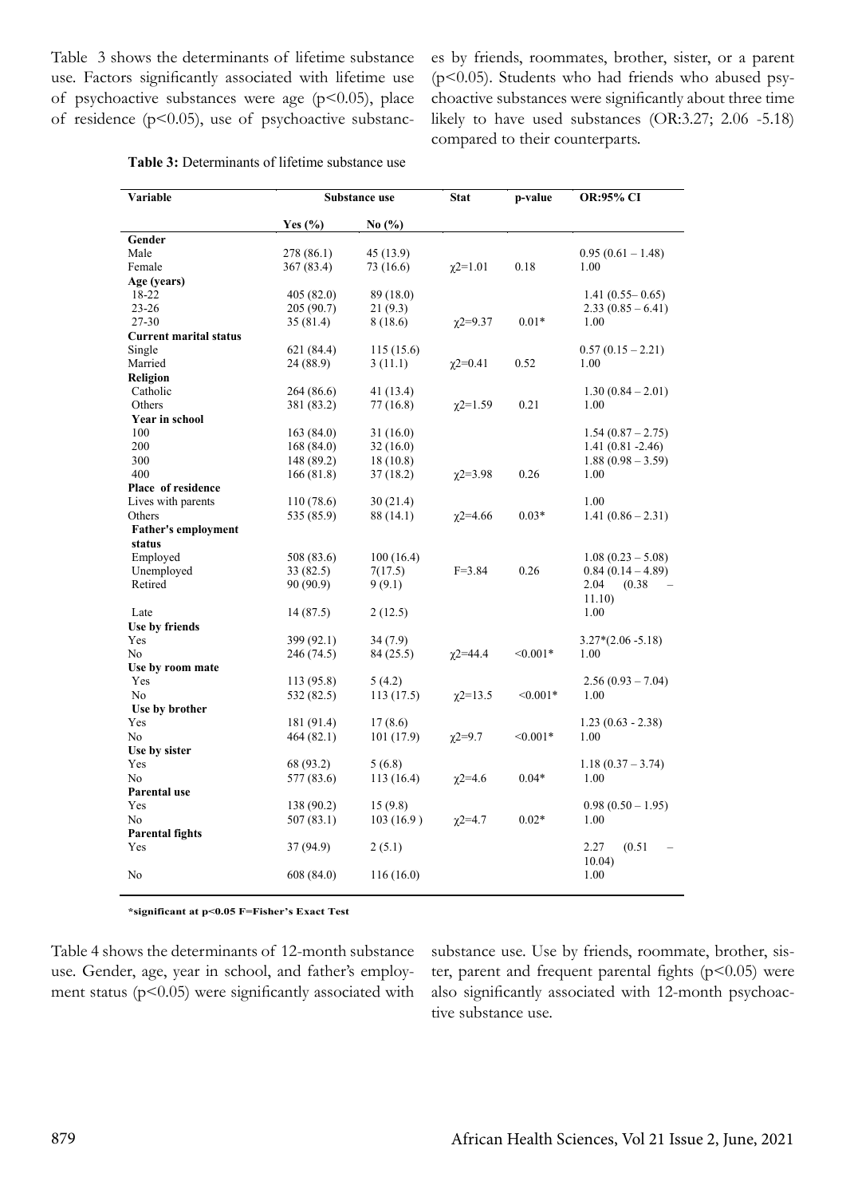Table 3 shows the determinants of lifetime substance use. Factors significantly associated with lifetime use of psychoactive substances were age ($p<0.05$), place of residence ($p<0.05$), use of psychoactive substances by friends, roommates, brother, sister, or a parent ($p<0.05$). Students who had friends who abused psychoactive substances were significantly about three time likely to have used substances (OR:3.27; 2.06 -5.18) compared to their counterparts.

**Table 3:** Determinants of lifetime substance use

| Variable | Substance use | | Stat | p-value | OR:95% CI |
|---|---|---|---|---|---|
| | Yes (%) | No (%) | | | |
| **Gender** | | | | | |
| Male | 278 (86.1) | 45 (13.9) | | | 0.95 (0.61 – 1.48) |
| Female | 367 (83.4) | 73 (16.6) | $\chi2$=1.01 | 0.18 | 1.00 |
| **Age (years)** | | | | | |
| 18-22 | 405 (82.0) | 89 (18.0) | | | 1.41 (0.55– 0.65) |
| 23-26 | 205 (90.7) | 21 (9.3) | | | 2.33 (0.85 – 6.41) |
| 27-30 | 35 (81.4) | 8 (18.6) | $\chi2$=9.37 | 0.01* | 1.00 |
| **Current marital status** | | | | | |
| Single | 621 (84.4) | 115 (15.6) | | | 0.57 (0.15 – 2.21) |
| Married | 24 (88.9) | 3 (11.1) | $\chi2$=0.41 | 0.52 | 1.00 |
| **Religion** | | | | | |
| Catholic | 264 (86.6) | 41 (13.4) | | | 1.30 (0.84 – 2.01) |
| Others | 381 (83.2) | 77 (16.8) | $\chi2$=1.59 | 0.21 | 1.00 |
| **Year in school** | | | | | |
| 100 | 163 (84.0) | 31 (16.0) | | | 1.54 (0.87 – 2.75) |
| 200 | 168 (84.0) | 32 (16.0) | | | 1.41 (0.81 -2.46) |
| 300 | 148 (89.2) | 18 (10.8) | | | 1.88 (0.98 – 3.59) |
| 400 | 166 (81.8) | 37 (18.2) | $\chi2$=3.98 | 0.26 | 1.00 |
| **Place of residence** | | | | | |
| Lives with parents | 110 (78.6) | 30 (21.4) | | | 1.00 |
| Others | 535 (85.9) | 88 (14.1) | $\chi2$=4.66 | 0.03* | 1.41 (0.86 – 2.31) |
| **Father's employment status** | | | | | |
| Employed | 508 (83.6) | 100 (16.4) | | | 1.08 (0.23 – 5.08) |
| Unemployed | 33 (82.5) | 7(17.5) | F=3.84 | 0.26 | 0.84 (0.14 – 4.89) |
| Retired | 90 (90.9) | 9 (9.1) | | | 2.04 (0.38 – 11.10) |
| Late | 14 (87.5) | 2 (12.5) | | | 1.00 |
| **Use by friends** | | | | | |
| Yes | 399 (92.1) | 34 (7.9) | | | 3.27*(2.06 -5.18) |
| No | 246 (74.5) | 84 (25.5) | $\chi2$=44.4 | <0.001* | 1.00 |
| **Use by room mate** | | | | | |
| Yes | 113 (95.8) | 5 (4.2) | | | 2.56 (0.93 – 7.04) |
| No | 532 (82.5) | 113 (17.5) | $\chi2$=13.5 | <0.001* | 1.00 |
| **Use by brother** | | | | | |
| Yes | 181 (91.4) | 17 (8.6) | | | 1.23 (0.63 - 2.38) |
| No | 464 (82.1) | 101 (17.9) | $\chi2$=9.7 | <0.001* | 1.00 |
| **Use by sister** | | | | | |
| Yes | 68 (93.2) | 5 (6.8) | | | 1.18 (0.37 – 3.74) |
| No | 577 (83.6) | 113 (16.4) | $\chi2$=4.6 | 0.04* | 1.00 |
| **Parental use** | | | | | |
| Yes | 138 (90.2) | 15 (9.8) | | | 0.98 (0.50 – 1.95) |
| No | 507 (83.1) | 103 (16.9 ) | $\chi2$=4.7 | 0.02* | 1.00 |
| **Parental fights** | | | | | |
| Yes | 37 (94.9) | 2 (5.1) | | | 2.27 (0.51 – 10.04) |
| No | 608 (84.0) | 116 (16.0) | | | 1.00 |

**\*significant at p<0.05 F=Fisher's Exact Test**

Table 4 shows the determinants of 12-month substance use. Gender, age, year in school, and father's employment status ($p<0.05$) were significantly associated with substance use. Use by friends, roommate, brother, sister, parent and frequent parental fights ($p<0.05$) were also significantly associated with 12-month psychoactive substance use.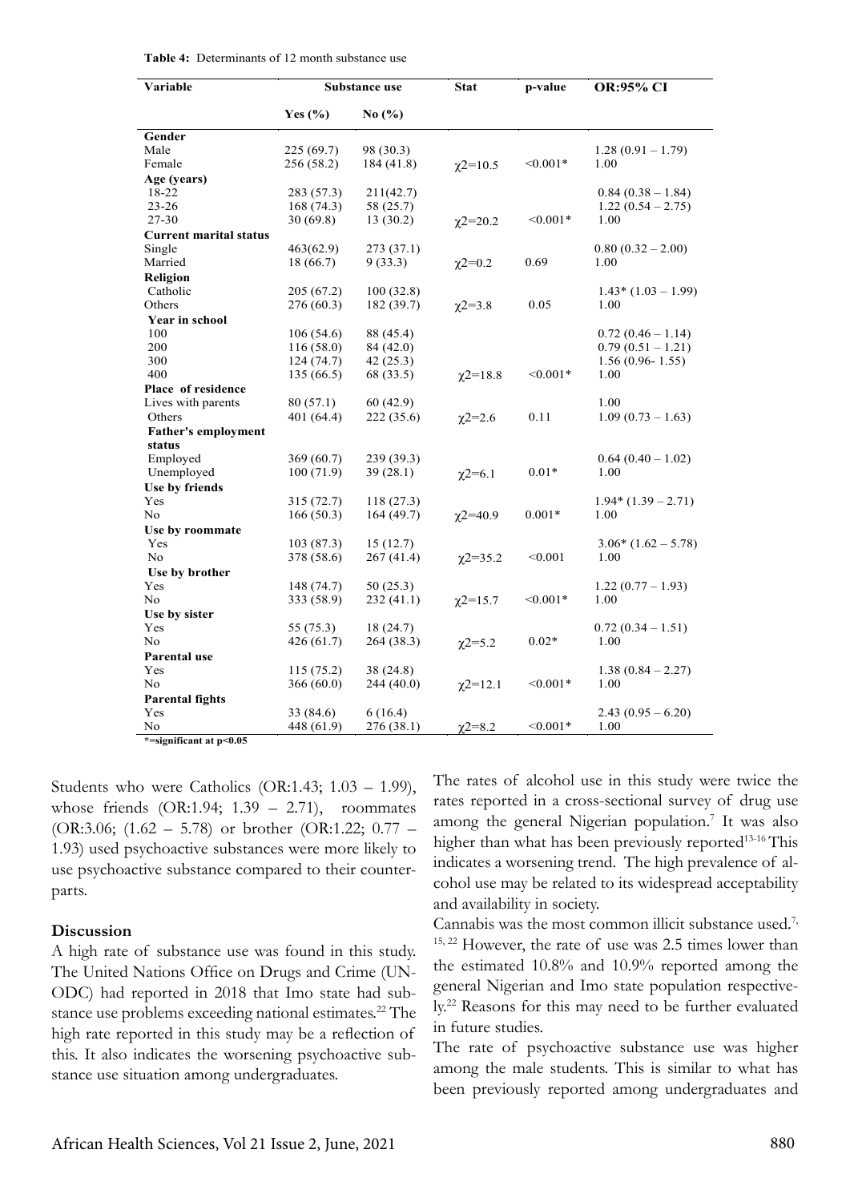**Table 4:** Determinants of 12 month substance use

| Variable | Substance use | | Stat | p-value | OR:95% CI |
|---|---|---|---|---|---|
| | Yes (%) | No (%) | | | |
| **Gender** | | | | | |
| Male | 225 (69.7) | 98 (30.3) | | | 1.28 (0.91 – 1.79) |
| Female | 256 (58.2) | 184 (41.8) | $\chi2$=10.5 | <0.001* | 1.00 |
| **Age (years)** | | | | | |
| 18-22 | 283 (57.3) | 211(42.7) | | | 0.84 (0.38 – 1.84) |
| 23-26 | 168 (74.3) | 58 (25.7) | | | 1.22 (0.54 – 2.75) |
| 27-30 | 30 (69.8) | 13 (30.2) | $\chi2$=20.2 | <0.001* | 1.00 |
| **Current marital status** | | | | | |
| Single | 463(62.9) | 273 (37.1) | | | 0.80 (0.32 – 2.00) |
| Married | 18 (66.7) | 9 (33.3) | $\chi2$=0.2 | 0.69 | 1.00 |
| **Religion** | | | | | |
| Catholic | 205 (67.2) | 100 (32.8) | | | 1.43* (1.03 – 1.99) |
| Others | 276 (60.3) | 182 (39.7) | $\chi2$=3.8 | 0.05 | 1.00 |
| **Year in school** | | | | | |
| 100 | 106 (54.6) | 88 (45.4) | | | 0.72 (0.46 – 1.14) |
| 200 | 116 (58.0) | 84 (42.0) | | | 0.79 (0.51 – 1.21) |
| 300 | 124 (74.7) | 42 (25.3) | | | 1.56 (0.96- 1.55) |
| 400 | 135 (66.5) | 68 (33.5) | $\chi2$=18.8 | <0.001* | 1.00 |
| **Place of residence** | | | | | |
| Lives with parents | 80 (57.1) | 60 (42.9) | | | 1.00 |
| Others | 401 (64.4) | 222 (35.6) | $\chi2$=2.6 | 0.11 | 1.09 (0.73 – 1.63) |
| **Father's employment status** | | | | | |
| Employed | 369 (60.7) | 239 (39.3) | | | 0.64 (0.40 – 1.02) |
| Unemployed | 100 (71.9) | 39 (28.1) | $\chi2$=6.1 | 0.01* | 1.00 |
| **Use by friends** | | | | | |
| Yes | 315 (72.7) | 118 (27.3) | | | 1.94* (1.39 – 2.71) |
| No | 166 (50.3) | 164 (49.7) | $\chi2$=40.9 | 0.001* | 1.00 |
| **Use by roommate** | | | | | |
| Yes | 103 (87.3) | 15 (12.7) | | | 3.06* (1.62 – 5.78) |
| No | 378 (58.6) | 267 (41.4) | $\chi2$=35.2 | <0.001 | 1.00 |
| **Use by brother** | | | | | |
| Yes | 148 (74.7) | 50 (25.3) | | | 1.22 (0.77 – 1.93) |
| No | 333 (58.9) | 232 (41.1) | $\chi2$=15.7 | <0.001* | 1.00 |
| **Use by sister** | | | | | |
| Yes | 55 (75.3) | 18 (24.7) | | | 0.72 (0.34 – 1.51) |
| No | 426 (61.7) | 264 (38.3) | $\chi2$=5.2 | 0.02* | 1.00 |
| **Parental use** | | | | | |
| Yes | 115 (75.2) | 38 (24.8) | | | 1.38 (0.84 – 2.27) |
| No | 366 (60.0) | 244 (40.0) | $\chi2$=12.1 | <0.001* | 1.00 |
| **Parental fights** | | | | | |
| Yes | 33 (84.6) | 6 (16.4) | | | 2.43 (0.95 – 6.20) |
| No | 448 (61.9) | 276 (38.1) | $\chi2$=8.2 | <0.001* | 1.00 |

*=significant at p<0.05

Students who were Catholics (OR:1.43; 1.03 – 1.99), whose friends (OR:1.94; 1.39 – 2.71), roommates (OR:3.06; (1.62 – 5.78) or brother (OR:1.22; 0.77 – 1.93) used psychoactive substances were more likely to use psychoactive substance compared to their counterparts.

## Discussion

A high rate of substance use was found in this study. The United Nations Office on Drugs and Crime (UNODC) had reported in 2018 that Imo state had substance use problems exceeding national estimates.[22] The high rate reported in this study may be a reflection of this. It also indicates the worsening psychoactive substance use situation among undergraduates.

The rates of alcohol use in this study were twice the rates reported in a cross-sectional survey of drug use among the general Nigerian population.[7] It was also higher than what has been previously reported[13-16] This indicates a worsening trend. The high prevalence of alcohol use may be related to its widespread acceptability and availability in society.

Cannabis was the most common illicit substance used.[7, 15, 22] However, the rate of use was 2.5 times lower than the estimated 10.8% and 10.9% reported among the general Nigerian and Imo state population respectively.[22] Reasons for this may need to be further evaluated in future studies.

The rate of psychoactive substance use was higher among the male students. This is similar to what has been previously reported among undergraduates and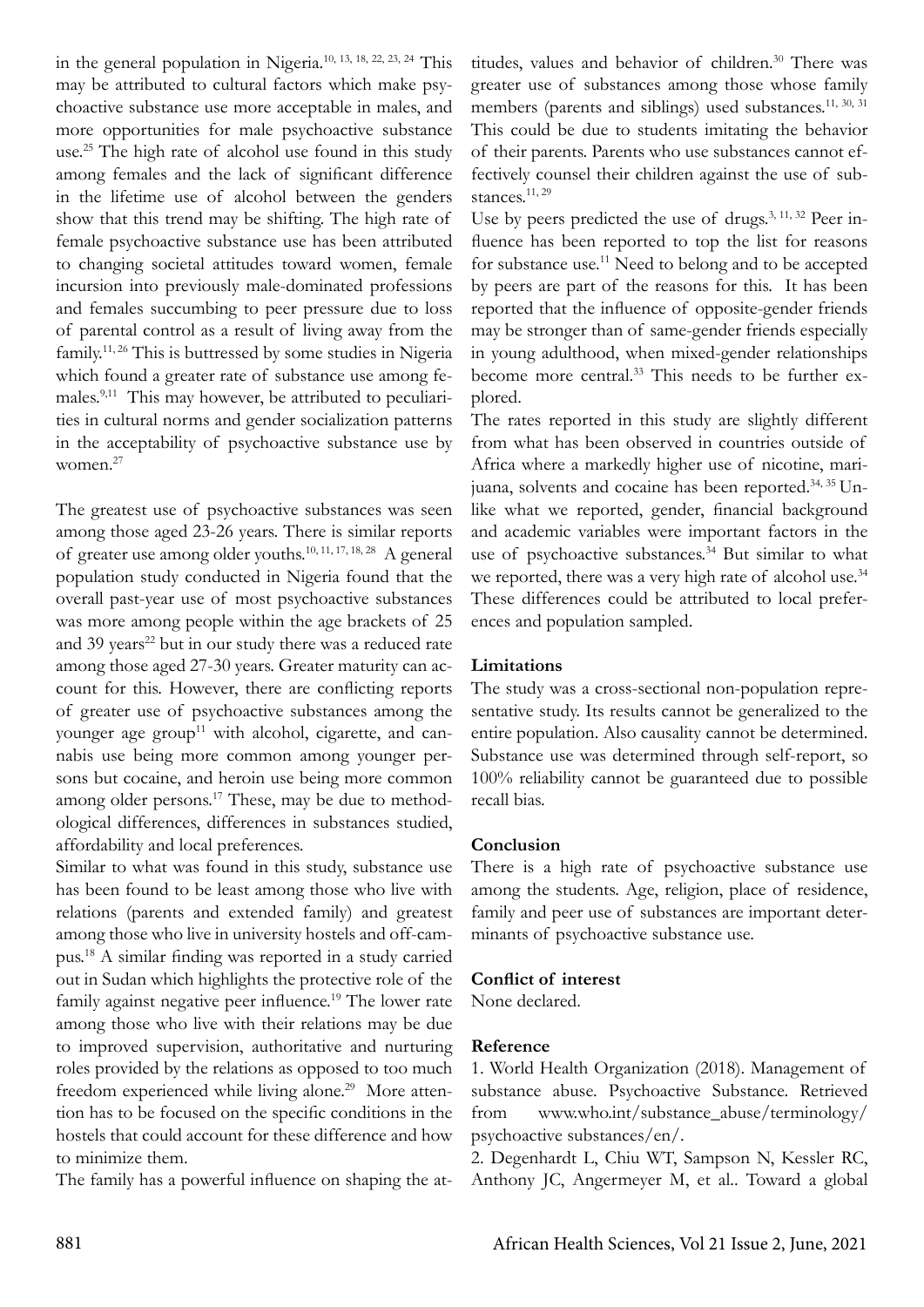in the general population in Nigeria.[10, 13, 18, 22, 23, 24] This may be attributed to cultural factors which make psychoactive substance use more acceptable in males, and more opportunities for male psychoactive substance use.[25] The high rate of alcohol use found in this study among females and the lack of significant difference in the lifetime use of alcohol between the genders show that this trend may be shifting. The high rate of female psychoactive substance use has been attributed to changing societal attitudes toward women, female incursion into previously male-dominated professions and females succumbing to peer pressure due to loss of parental control as a result of living away from the family.[11, 26] This is buttressed by some studies in Nigeria which found a greater rate of substance use among females.[9,11] This may however, be attributed to peculiarities in cultural norms and gender socialization patterns in the acceptability of psychoactive substance use by women.[27]

The greatest use of psychoactive substances was seen among those aged 23-26 years. There is similar reports of greater use among older youths.[10, 11, 17, 18, 28] A general population study conducted in Nigeria found that the overall past-year use of most psychoactive substances was more among people within the age brackets of 25 and 39 years[22] but in our study there was a reduced rate among those aged 27-30 years. Greater maturity can account for this. However, there are conflicting reports of greater use of psychoactive substances among the younger age group[11] with alcohol, cigarette, and cannabis use being more common among younger persons but cocaine, and heroin use being more common among older persons.[17] These, may be due to methodological differences, differences in substances studied, affordability and local preferences.

Similar to what was found in this study, substance use has been found to be least among those who live with relations (parents and extended family) and greatest among those who live in university hostels and off-campus.[18] A similar finding was reported in a study carried out in Sudan which highlights the protective role of the family against negative peer influence.[19] The lower rate among those who live with their relations may be due to improved supervision, authoritative and nurturing roles provided by the relations as opposed to too much freedom experienced while living alone.[29] More attention has to be focused on the specific conditions in the hostels that could account for these difference and how to minimize them.

The family has a powerful influence on shaping the attitudes, values and behavior of children.[30] There was greater use of substances among those whose family members (parents and siblings) used substances.[11, 30, 31] This could be due to students imitating the behavior of their parents. Parents who use substances cannot effectively counsel their children against the use of substances.[11, 29]

Use by peers predicted the use of drugs.[3, 11, 32] Peer influence has been reported to top the list for reasons for substance use.[11] Need to belong and to be accepted by peers are part of the reasons for this. It has been reported that the influence of opposite-gender friends may be stronger than of same-gender friends especially in young adulthood, when mixed-gender relationships become more central.[33] This needs to be further explored.

The rates reported in this study are slightly different from what has been observed in countries outside of Africa where a markedly higher use of nicotine, marijuana, solvents and cocaine has been reported.[34, 35] Unlike what we reported, gender, financial background and academic variables were important factors in the use of psychoactive substances.[34] But similar to what we reported, there was a very high rate of alcohol use.[34] These differences could be attributed to local preferences and population sampled.

## Limitations

The study was a cross-sectional non-population representative study. Its results cannot be generalized to the entire population. Also causality cannot be determined. Substance use was determined through self-report, so 100% reliability cannot be guaranteed due to possible recall bias.

## Conclusion

There is a high rate of psychoactive substance use among the students. Age, religion, place of residence, family and peer use of substances are important determinants of psychoactive substance use.

## Conflict of interest

None declared.

## Reference

1. World Health Organization (2018). Management of substance abuse. Psychoactive Substance. Retrieved from www.who.int/substance_abuse/terminology/psychoactive substances/en/.

2. Degenhardt L, Chiu WT, Sampson N, Kessler RC, Anthony JC, Angermeyer M, et al.. Toward a global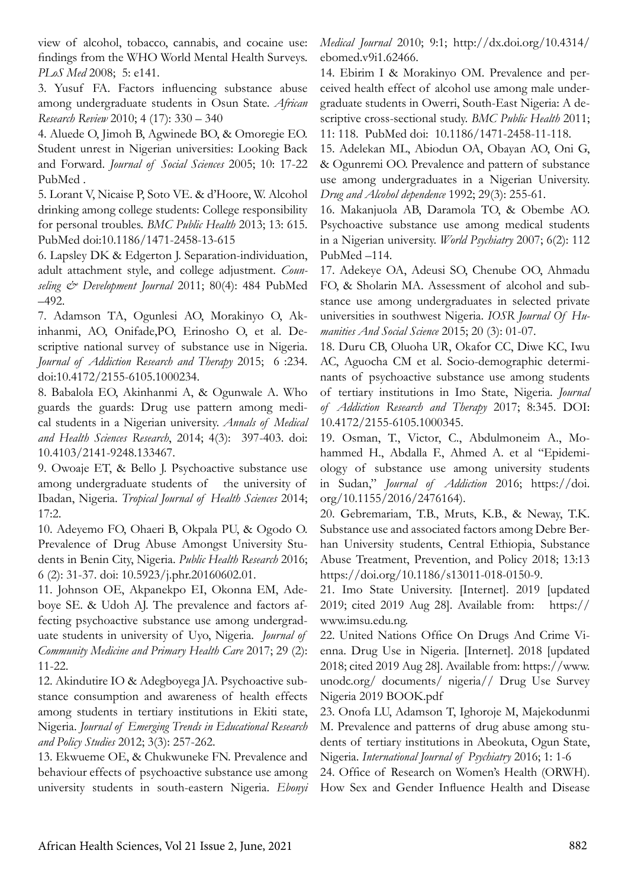view of alcohol, tobacco, cannabis, and cocaine use: findings from the WHO World Mental Health Surveys. *PLoS Med* 2008; 5: e141.

3. Yusuf FA. Factors influencing substance abuse among undergraduate students in Osun State. *African Research Review* 2010; 4 (17): 330 – 340

4. Aluede O, Jimoh B, Agwinede BO, & Omoregie EO. Student unrest in Nigerian universities: Looking Back and Forward. *Journal of Social Sciences* 2005; 10: 17-22 PubMed .

5. Lorant V, Nicaise P, Soto VE. & d'Hoore, W. Alcohol drinking among college students: College responsibility for personal troubles. *BMC Public Health* 2013; 13: 615. PubMed doi:10.1186/1471-2458-13-615

6. Lapsley DK & Edgerton J. Separation-individuation, adult attachment style, and college adjustment. *Counseling & Development Journal* 2011; 80(4): 484 PubMed –492.

7. Adamson TA, Ogunlesi AO, Morakinyo O, Akinhanmi, AO, Onifade,PO, Erinosho O, et al. Descriptive national survey of substance use in Nigeria. *Journal of Addiction Research and Therapy* 2015; 6 :234. doi:10.4172/2155-6105.1000234.

8. Babalola EO, Akinhanmi A, & Ogunwale A. Who guards the guards: Drug use pattern among medical students in a Nigerian university. *Annals of Medical and Health Sciences Research*, 2014; 4(3): 397-403. doi: 10.4103/2141-9248.133467.

9. Owoaje ET, & Bello J. Psychoactive substance use among undergraduate students of the university of Ibadan, Nigeria. *Tropical Journal of Health Sciences* 2014; 17:2.

10. Adeyemo FO, Ohaeri B, Okpala PU, & Ogodo O. Prevalence of Drug Abuse Amongst University Students in Benin City, Nigeria. *Public Health Research* 2016; 6 (2): 31-37. doi: 10.5923/j.phr.20160602.01.

11. Johnson OE, Akpanekpo EI, Okonna EM, Adeboye SE. & Udoh AJ. The prevalence and factors affecting psychoactive substance use among undergraduate students in university of Uyo, Nigeria. *Journal of Community Medicine and Primary Health Care* 2017; 29 (2): 11-22.

12. Akindutire IO & Adegboyega JA. Psychoactive substance consumption and awareness of health effects among students in tertiary institutions in Ekiti state, Nigeria. *Journal of Emerging Trends in Educational Research and Policy Studies* 2012; 3(3): 257-262.

13. Ekwueme OE, & Chukwuneke FN. Prevalence and behaviour effects of psychoactive substance use among university students in south-eastern Nigeria. *Ebonyi Medical Journal* 2010; 9:1; http://dx.doi.org/10.4314/ebomed.v9i1.62466.

14. Ebirim I & Morakinyo OM. Prevalence and perceived health effect of alcohol use among male undergraduate students in Owerri, South-East Nigeria: A descriptive cross-sectional study. *BMC Public Health* 2011; 11: 118. PubMed doi: 10.1186/1471-2458-11-118.

15. Adelekan ML, Abiodun OA, Obayan AO, Oni G, & Ogunremi OO. Prevalence and pattern of substance use among undergraduates in a Nigerian University. *Drug and Alcohol dependence* 1992; 29(3): 255-61.

16. Makanjuola AB, Daramola TO, & Obembe AO. Psychoactive substance use among medical students in a Nigerian university. *World Psychiatry* 2007; 6(2): 112 PubMed –114.

17. Adekeye OA, Adeusi SO, Chenube OO, Ahmadu FO, & Sholarin MA. Assessment of alcohol and substance use among undergraduates in selected private universities in southwest Nigeria. *IOSR Journal Of Humanities And Social Science* 2015; 20 (3): 01-07.

18. Duru CB, Oluoha UR, Okafor CC, Diwe KC, Iwu AC, Aguocha CM et al. Socio-demographic determinants of psychoactive substance use among students of tertiary institutions in Imo State, Nigeria. *Journal of Addiction Research and Therapy* 2017; 8:345. DOI: 10.4172/2155-6105.1000345.

19. Osman, T., Victor, C., Abdulmoneim A., Mohammed H., Abdalla F., Ahmed A. et al "Epidemiology of substance use among university students in Sudan," *Journal of Addiction* 2016; https://doi.org/10.1155/2016/2476164).

20. Gebremariam, T.B., Mruts, K.B., & Neway, T.K. Substance use and associated factors among Debre Berhan University students, Central Ethiopia, Substance Abuse Treatment, Prevention, and Policy 2018; 13:13 https://doi.org/10.1186/s13011-018-0150-9.

21. Imo State University. [Internet]. 2019 [updated 2019; cited 2019 Aug 28]. Available from: https://www.imsu.edu.ng.

22. United Nations Office On Drugs And Crime Vienna. Drug Use in Nigeria. [Internet]. 2018 [updated 2018; cited 2019 Aug 28]. Available from: https://www.unodc.org/ documents/ nigeria// Drug Use Survey Nigeria 2019 BOOK.pdf

23. Onofa LU, Adamson T, Ighoroje M, Majekodunmi M. Prevalence and patterns of drug abuse among students of tertiary institutions in Abeokuta, Ogun State, Nigeria. *International Journal of Psychiatry* 2016; 1: 1-6

24. Office of Research on Women's Health (ORWH). How Sex and Gender Influence Health and Disease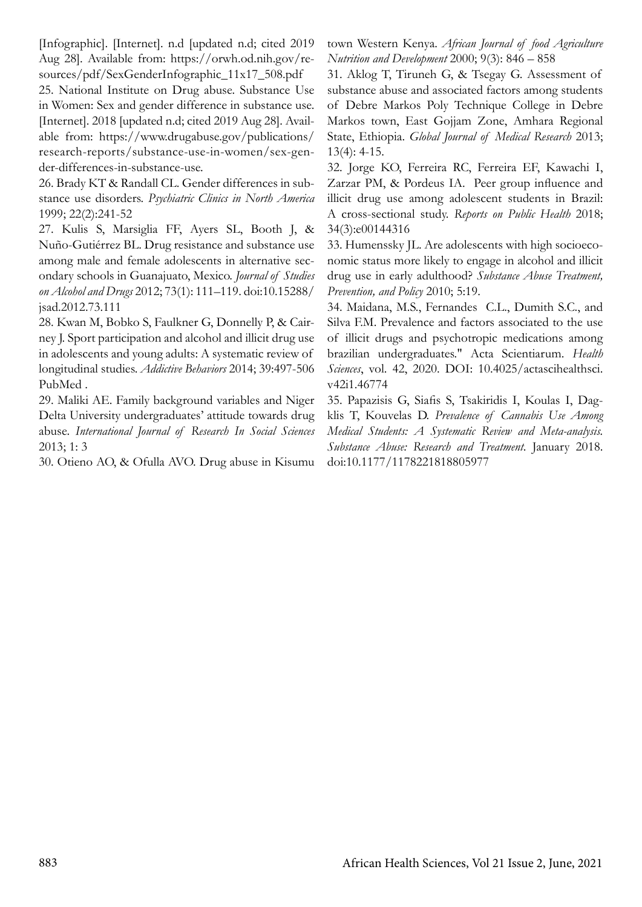[Infographic]. [Internet]. n.d [updated n.d; cited 2019 Aug 28]. Available from: https://orwh.od.nih.gov/resources/pdf/SexGenderInfographic_11x17_508.pdf

25. National Institute on Drug abuse. Substance Use in Women: Sex and gender difference in substance use. [Internet]. 2018 [updated n.d; cited 2019 Aug 28]. Available from: https://www.drugabuse.gov/publications/research-reports/substance-use-in-women/sex-gender-differences-in-substance-use.

26. Brady KT & Randall CL. Gender differences in substance use disorders. *Psychiatric Clinics in North America* 1999; 22(2):241-52

27. Kulis S, Marsiglia FF, Ayers SL, Booth J, & Nuño-Gutiérrez BL. Drug resistance and substance use among male and female adolescents in alternative secondary schools in Guanajuato, Mexico. *Journal of Studies on Alcohol and Drugs* 2012; 73(1): 111–119. doi:10.15288/jsad.2012.73.111

28. Kwan M, Bobko S, Faulkner G, Donnelly P, & Cairney J. Sport participation and alcohol and illicit drug use in adolescents and young adults: A systematic review of longitudinal studies. *Addictive Behaviors* 2014; 39:497-506 PubMed .

29. Maliki AE. Family background variables and Niger Delta University undergraduates' attitude towards drug abuse. *International Journal of Research In Social Sciences* 2013; 1: 3

30. Otieno AO, & Ofulla AVO. Drug abuse in Kisumu town Western Kenya. *African Journal of food Agriculture Nutrition and Development* 2000; 9(3): 846 – 858

31. Aklog T, Tiruneh G, & Tsegay G. Assessment of substance abuse and associated factors among students of Debre Markos Poly Technique College in Debre Markos town, East Gojjam Zone, Amhara Regional State, Ethiopia. *Global Journal of Medical Research* 2013; 13(4): 4-15.

32. Jorge KO, Ferreira RC, Ferreira EF, Kawachi I, Zarzar PM, & Pordeus IA. Peer group influence and illicit drug use among adolescent students in Brazil: A cross-sectional study. *Reports on Public Health* 2018; 34(3):e00144316

33. Humenssky JL. Are adolescents with high socioeconomic status more likely to engage in alcohol and illicit drug use in early adulthood? *Substance Abuse Treatment, Prevention, and Policy* 2010; 5:19.

34. Maidana, M.S., Fernandes C.L., Dumith S.C., and Silva F.M. Prevalence and factors associated to the use of illicit drugs and psychotropic medications among brazilian undergraduates." Acta Scientiarum. *Health Sciences*, vol. 42, 2020. DOI: 10.4025/actascihealthsci.v42i1.46774

35. Papazisis G, Siafis S, Tsakiridis I, Koulas I, Dagklis T, Kouvelas D. *Prevalence of Cannabis Use Among Medical Students: A Systematic Review and Meta-analysis. Substance Abuse: Research and Treatment*. January 2018. doi:10.1177/1178221818805977